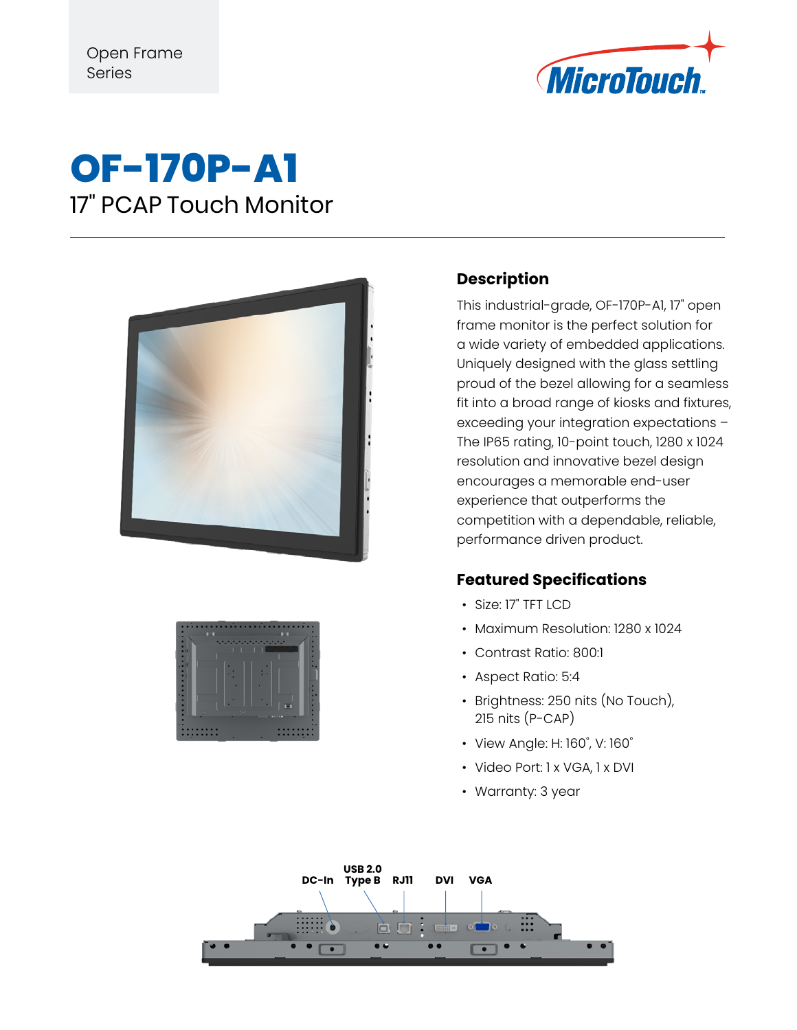Open Frame Series

MicroTouch

# OF-170P-A1

## 17" PCAP Touch Monitor

### Description

This industrial-grade, OF-170P-A1, 17" open frame monitor is the perfect solution for a wide variety of embedded applications. Uniquely designed with the glass settling proud of the bezel allowing for a seamless fit into a broad range of kiosks and fixtures, exceeding your integration expectations – The IP65 rating, 10-point touch, 1280 x 1024 resolution and innovative bezel design encourages a memorable end-user experience that outperforms the competition with a dependable, reliable, performance driven product.

### Featured Specifications

- Size: 17" TFT LCD
- Maximum Resolution: 1280 x 1024
- Contrast Ratio: 800:1
- Aspect Ratio: 5:4
- Brightness: 250 nits (No Touch), 215 nits (P-CAP)
- View Angle: H: 160˚, V: 160˚
- Video Port: 1 x VGA, 1 x DVI
- Warranty: 3 year

DC-In | USB 2.0 Type B | RJ11 | DVI | VGA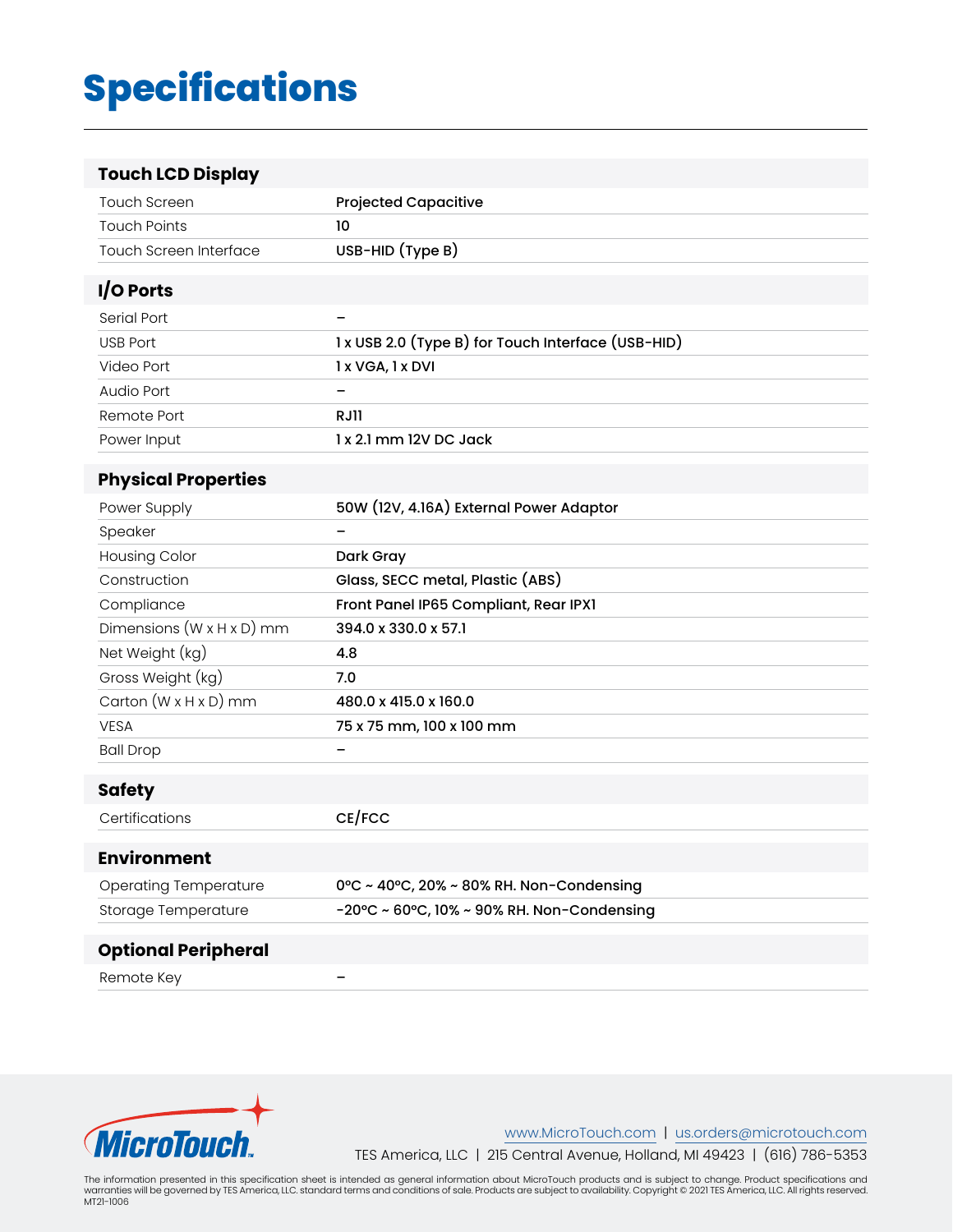# Specifications

| | |
|---|---|
| **Touch LCD Display** | |
| Touch Screen | Projected Capacitive |
| Touch Points | 10 |
| Touch Screen Interface | USB-HID (Type B) |
| **I/O Ports** | |
| Serial Port | – |
| USB Port | 1 x USB 2.0 (Type B) for Touch Interface (USB-HID) |
| Video Port | 1 x VGA, 1 x DVI |
| Audio Port | – |
| Remote Port | RJ11 |
| Power Input | 1 x 2.1 mm 12V DC Jack |
| **Physical Properties** | |
| Power Supply | 50W (12V, 4.16A) External Power Adaptor |
| Speaker | – |
| Housing Color | Dark Gray |
| Construction | Glass, SECC metal, Plastic (ABS) |
| Compliance | Front Panel IP65 Compliant, Rear IPX1 |
| Dimensions (W x H x D) mm | 394.0 x 330.0 x 57.1 |
| Net Weight (kg) | 4.8 |
| Gross Weight (kg) | 7.0 |
| Carton (W x H x D) mm | 480.0 x 415.0 x 160.0 |
| VESA | 75 x 75 mm, 100 x 100 mm |
| Ball Drop | – |
| **Safety** | |
| Certifications | CE/FCC |
| **Environment** | |
| Operating Temperature | 0°C ~ 40°C, 20% ~ 80% RH. Non-Condensing |
| Storage Temperature | -20°C ~ 60°C, 10% ~ 90% RH. Non-Condensing |
| **Optional Peripheral** | |
| Remote Key | – |

MicroTouch

www.MicroTouch.com | us.orders@microtouch.com

TES America, LLC | 215 Central Avenue, Holland, MI 49423 | (616) 786-5353

The information presented in this specification sheet is intended as general information about MicroTouch products and is subject to change. Product specifications and warranties will be governed by TES America, LLC. standard terms and conditions of sale. Products are subject to availability. Copyright © 2021 TES America, LLC. All rights reserved.
MT21-1006